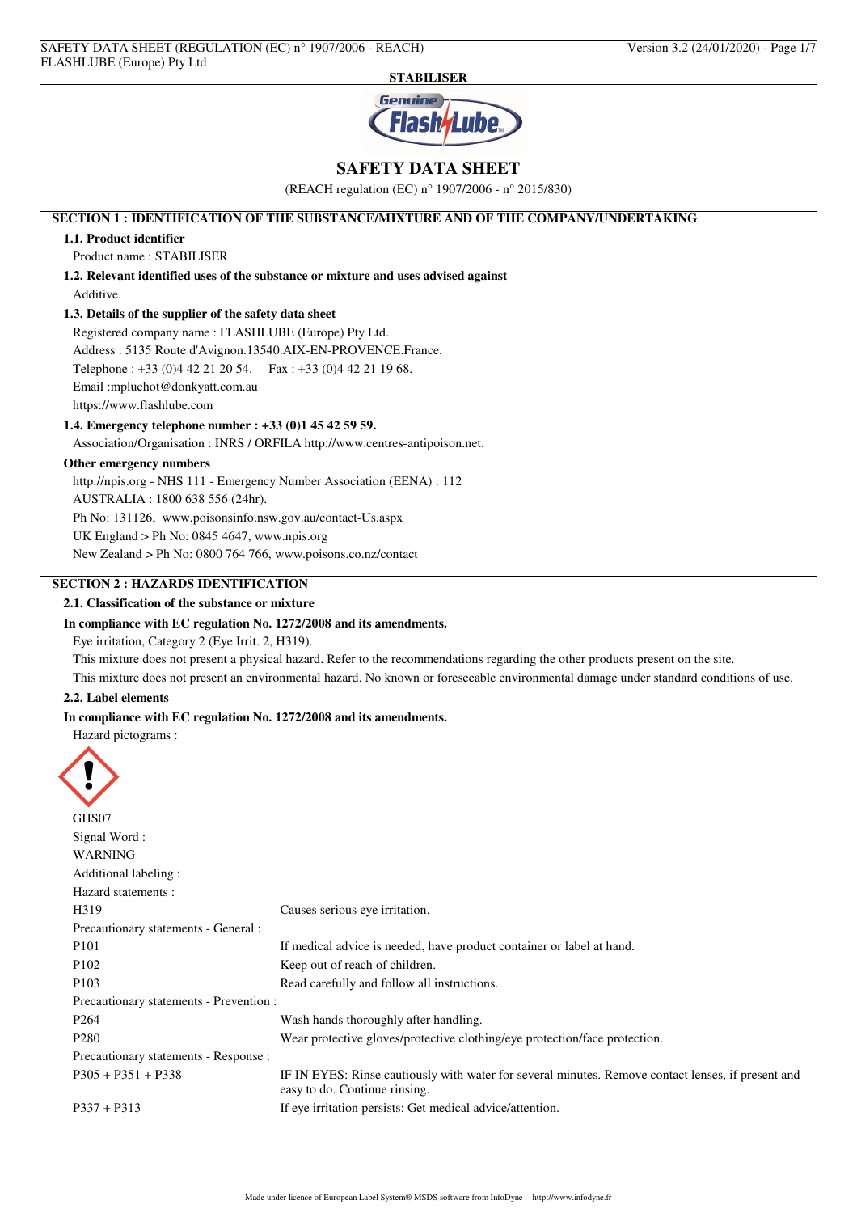**STABILISER**

# SAFETY DATA SHEET

(REACH regulation (EC) n° 1907/2006 - n° 2015/830)

## SECTION 1 : IDENTIFICATION OF THE SUBSTANCE/MIXTURE AND OF THE COMPANY/UNDERTAKING

### 1.1. Product identifier

Product name : STABILISER

### 1.2. Relevant identified uses of the substance or mixture and uses advised against

Additive.

### 1.3. Details of the supplier of the safety data sheet

Registered company name : FLASHLUBE (Europe) Pty Ltd.

Address : 5135 Route d'Avignon.13540.AIX-EN-PROVENCE.France.

Telephone : +33 (0)4 42 21 20 54.    Fax : +33 (0)4 42 21 19 68.

Email :mpluchot@donkyatt.com.au

https://www.flashlube.com

### 1.4. Emergency telephone number : +33 (0)1 45 42 59 59.

Association/Organisation : INRS / ORFILA http://www.centres-antipoison.net.

**Other emergency numbers**

http://npis.org - NHS 111 - Emergency Number Association (EENA) : 112

AUSTRALIA : 1800 638 556 (24hr).

Ph No: 131126, www.poisonsinfo.nsw.gov.au/contact-Us.aspx

UK England > Ph No: 0845 4647, www.npis.org

New Zealand > Ph No: 0800 764 766, www.poisons.co.nz/contact

## SECTION 2 : HAZARDS IDENTIFICATION

### 2.1. Classification of the substance or mixture

**In compliance with EC regulation No. 1272/2008 and its amendments.**

Eye irritation, Category 2 (Eye Irrit. 2, H319).

This mixture does not present a physical hazard. Refer to the recommendations regarding the other products present on the site.

This mixture does not present an environmental hazard. No known or foreseeable environmental damage under standard conditions of use.

### 2.2. Label elements

**In compliance with EC regulation No. 1272/2008 and its amendments.**

Hazard pictograms :

GHS07

Signal Word :

WARNING

Additional labeling :

Hazard statements :

| | |
|---|---|
| H319 | Causes serious eye irritation. |
| Precautionary statements - General : | |
| P101 | If medical advice is needed, have product container or label at hand. |
| P102 | Keep out of reach of children. |
| P103 | Read carefully and follow all instructions. |
| Precautionary statements - Prevention : | |
| P264 | Wash hands thoroughly after handling. |
| P280 | Wear protective gloves/protective clothing/eye protection/face protection. |
| Precautionary statements - Response : | |
| P305 + P351 + P338 | IF IN EYES: Rinse cautiously with water for several minutes. Remove contact lenses, if present and easy to do. Continue rinsing. |
| P337 + P313 | If eye irritation persists: Get medical advice/attention. |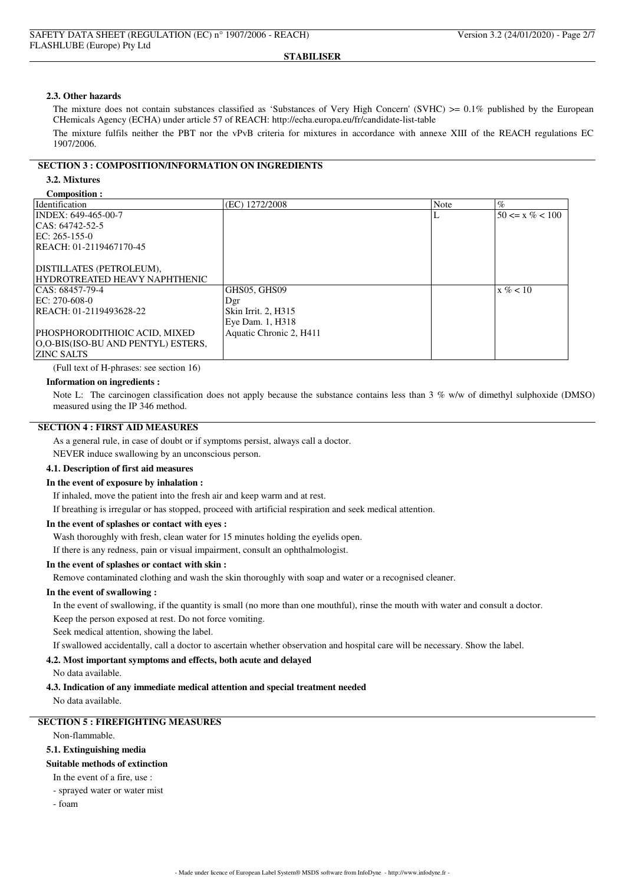### 2.3. Other hazards

The mixture does not contain substances classified as 'Substances of Very High Concern' (SVHC) >= 0.1% published by the European CHemicals Agency (ECHA) under article 57 of REACH: http://echa.europa.eu/fr/candidate-list-table

The mixture fulfils neither the PBT nor the vPvB criteria for mixtures in accordance with annexe XIII of the REACH regulations EC 1907/2006.

## SECTION 3 : COMPOSITION/INFORMATION ON INGREDIENTS

### 3.2. Mixtures

**Composition :**

| Identification | (EC) 1272/2008 | Note | % |
|---|---|---|---|
| INDEX: 649-465-00-7<br>CAS: 64742-52-5<br>EC: 265-155-0<br>REACH: 01-2119467170-45<br><br>DISTILLATES (PETROLEUM), HYDROTREATED HEAVY NAPHTHENIC | | L | 50 <= x % < 100 |
| CAS: 68457-79-4<br>EC: 270-608-0<br>REACH: 01-2119493628-22<br><br>PHOSPHORODITHIOIC ACID, MIXED O,O-BIS(ISO-BU AND PENTYL) ESTERS, ZINC SALTS | GHS05, GHS09<br>Dgr<br>Skin Irrit. 2, H315<br>Eye Dam. 1, H318<br>Aquatic Chronic 2, H411 | | x % < 10 |

(Full text of H-phrases: see section 16)

**Information on ingredients :**

Note L: The carcinogen classification does not apply because the substance contains less than 3 % w/w of dimethyl sulphoxide (DMSO) measured using the IP 346 method.

## SECTION 4 : FIRST AID MEASURES

As a general rule, in case of doubt or if symptoms persist, always call a doctor.

NEVER induce swallowing by an unconscious person.

### 4.1. Description of first aid measures

**In the event of exposure by inhalation :**

If inhaled, move the patient into the fresh air and keep warm and at rest.

If breathing is irregular or has stopped, proceed with artificial respiration and seek medical attention.

**In the event of splashes or contact with eyes :**

Wash thoroughly with fresh, clean water for 15 minutes holding the eyelids open.

If there is any redness, pain or visual impairment, consult an ophthalmologist.

**In the event of splashes or contact with skin :**

Remove contaminated clothing and wash the skin thoroughly with soap and water or a recognised cleaner.

**In the event of swallowing :**

In the event of swallowing, if the quantity is small (no more than one mouthful), rinse the mouth with water and consult a doctor.

Keep the person exposed at rest. Do not force vomiting.

Seek medical attention, showing the label.

If swallowed accidentally, call a doctor to ascertain whether observation and hospital care will be necessary. Show the label.

### 4.2. Most important symptoms and effects, both acute and delayed

No data available.

### 4.3. Indication of any immediate medical attention and special treatment needed

No data available.

## SECTION 5 : FIREFIGHTING MEASURES

Non-flammable.

### 5.1. Extinguishing media

**Suitable methods of extinction**

In the event of a fire, use :

- sprayed water or water mist
- foam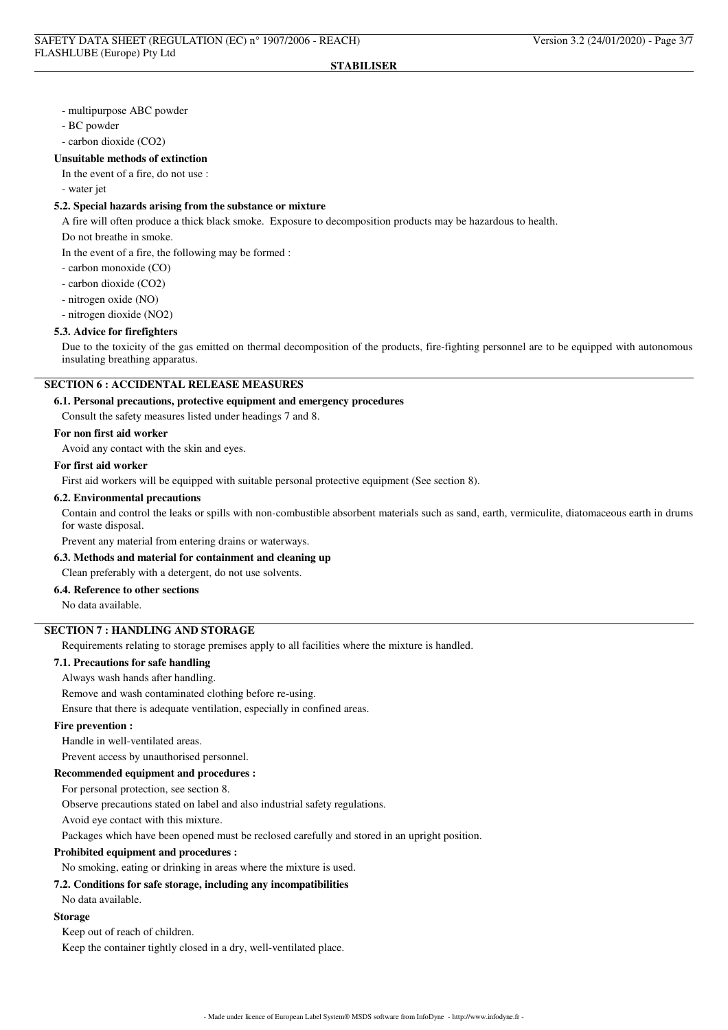- multipurpose ABC powder
- BC powder
- carbon dioxide ($CO_2$)

**Unsuitable methods of extinction**

In the event of a fire, do not use :

- water jet

### 5.2. Special hazards arising from the substance or mixture

A fire will often produce a thick black smoke. Exposure to decomposition products may be hazardous to health.

Do not breathe in smoke.

In the event of a fire, the following may be formed :

- carbon monoxide (CO)
- carbon dioxide ($CO_2$)
- nitrogen oxide (NO)
- nitrogen dioxide ($NO_2$)

### 5.3. Advice for firefighters

Due to the toxicity of the gas emitted on thermal decomposition of the products, fire-fighting personnel are to be equipped with autonomous insulating breathing apparatus.

## SECTION 6 : ACCIDENTAL RELEASE MEASURES

### 6.1. Personal precautions, protective equipment and emergency procedures

Consult the safety measures listed under headings 7 and 8.

**For non first aid worker**

Avoid any contact with the skin and eyes.

**For first aid worker**

First aid workers will be equipped with suitable personal protective equipment (See section 8).

### 6.2. Environmental precautions

Contain and control the leaks or spills with non-combustible absorbent materials such as sand, earth, vermiculite, diatomaceous earth in drums for waste disposal.

Prevent any material from entering drains or waterways.

### 6.3. Methods and material for containment and cleaning up

Clean preferably with a detergent, do not use solvents.

### 6.4. Reference to other sections

No data available.

## SECTION 7 : HANDLING AND STORAGE

Requirements relating to storage premises apply to all facilities where the mixture is handled.

### 7.1. Precautions for safe handling

Always wash hands after handling.

Remove and wash contaminated clothing before re-using.

Ensure that there is adequate ventilation, especially in confined areas.

**Fire prevention :**

Handle in well-ventilated areas.

Prevent access by unauthorised personnel.

**Recommended equipment and procedures :**

For personal protection, see section 8.

Observe precautions stated on label and also industrial safety regulations.

Avoid eye contact with this mixture.

Packages which have been opened must be reclosed carefully and stored in an upright position.

**Prohibited equipment and procedures :**

No smoking, eating or drinking in areas where the mixture is used.

### 7.2. Conditions for safe storage, including any incompatibilities

No data available.

**Storage**

Keep out of reach of children.

Keep the container tightly closed in a dry, well-ventilated place.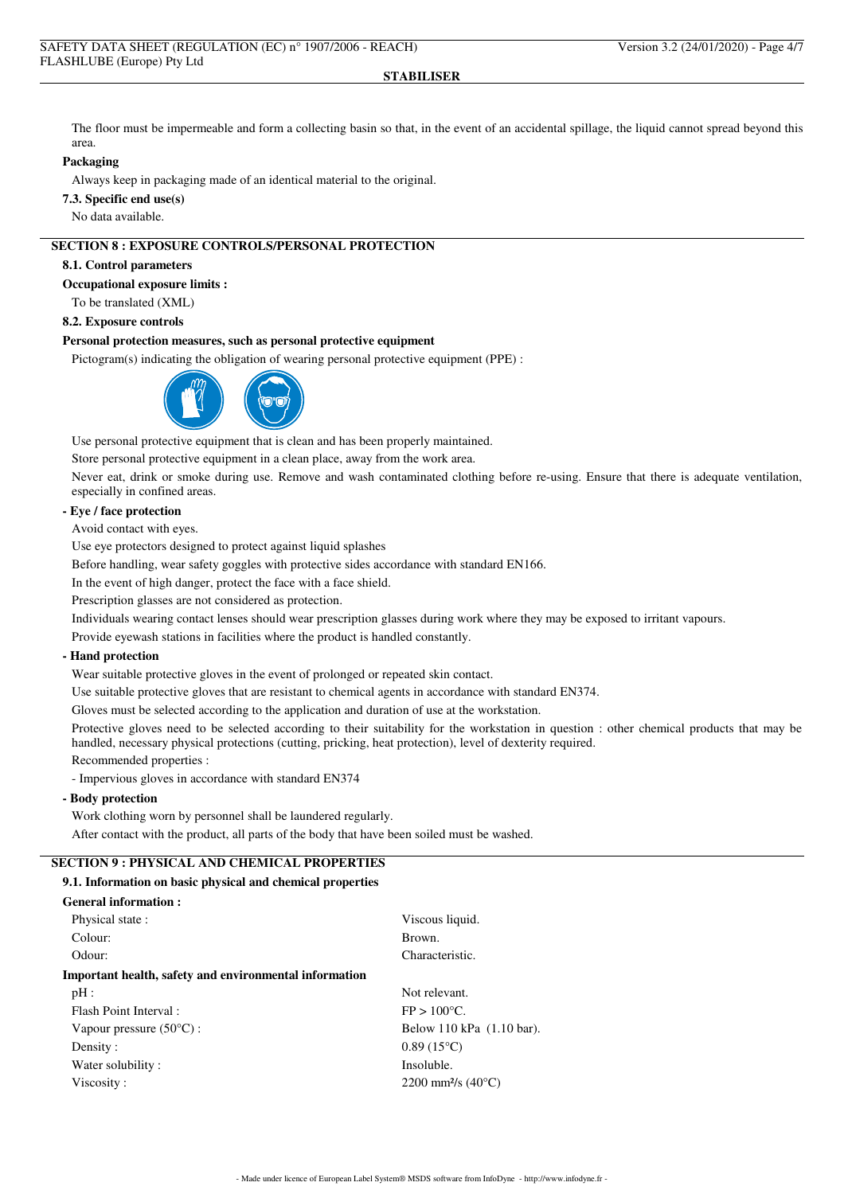The floor must be impermeable and form a collecting basin so that, in the event of an accidental spillage, the liquid cannot spread beyond this area.

**Packaging**

Always keep in packaging made of an identical material to the original.

**7.3. Specific end use(s)**

No data available.

## SECTION 8 : EXPOSURE CONTROLS/PERSONAL PROTECTION

**8.1. Control parameters**

**Occupational exposure limits :**

To be translated (XML)

**8.2. Exposure controls**

**Personal protection measures, such as personal protective equipment**

Pictogram(s) indicating the obligation of wearing personal protective equipment (PPE) :

Use personal protective equipment that is clean and has been properly maintained.

Store personal protective equipment in a clean place, away from the work area.

Never eat, drink or smoke during use. Remove and wash contaminated clothing before re-using. Ensure that there is adequate ventilation, especially in confined areas.

**- Eye / face protection**

Avoid contact with eyes.

Use eye protectors designed to protect against liquid splashes

Before handling, wear safety goggles with protective sides accordance with standard EN166.

In the event of high danger, protect the face with a face shield.

Prescription glasses are not considered as protection.

Individuals wearing contact lenses should wear prescription glasses during work where they may be exposed to irritant vapours.

Provide eyewash stations in facilities where the product is handled constantly.

**- Hand protection**

Wear suitable protective gloves in the event of prolonged or repeated skin contact.

Use suitable protective gloves that are resistant to chemical agents in accordance with standard EN374.

Gloves must be selected according to the application and duration of use at the workstation.

Protective gloves need to be selected according to their suitability for the workstation in question : other chemical products that may be handled, necessary physical protections (cutting, pricking, heat protection), level of dexterity required.

Recommended properties :

- Impervious gloves in accordance with standard EN374

**- Body protection**

Work clothing worn by personnel shall be laundered regularly.

After contact with the product, all parts of the body that have been soiled must be washed.

## SECTION 9 : PHYSICAL AND CHEMICAL PROPERTIES

**9.1. Information on basic physical and chemical properties**

**General information :**

| | |
|---|---|
| Physical state : | Viscous liquid. |
| Colour: | Brown. |
| Odour: | Characteristic. |

**Important health, safety and environmental information**

| | |
|---|---|
| pH : | Not relevant. |
| Flash Point Interval : | FP > 100°C. |
| Vapour pressure (50°C) : | Below 110 kPa (1.10 bar). |
| Density : | 0.89 (15°C) |
| Water solubility : | Insoluble. |
| Viscosity : | 2200 mm²/s (40°C) |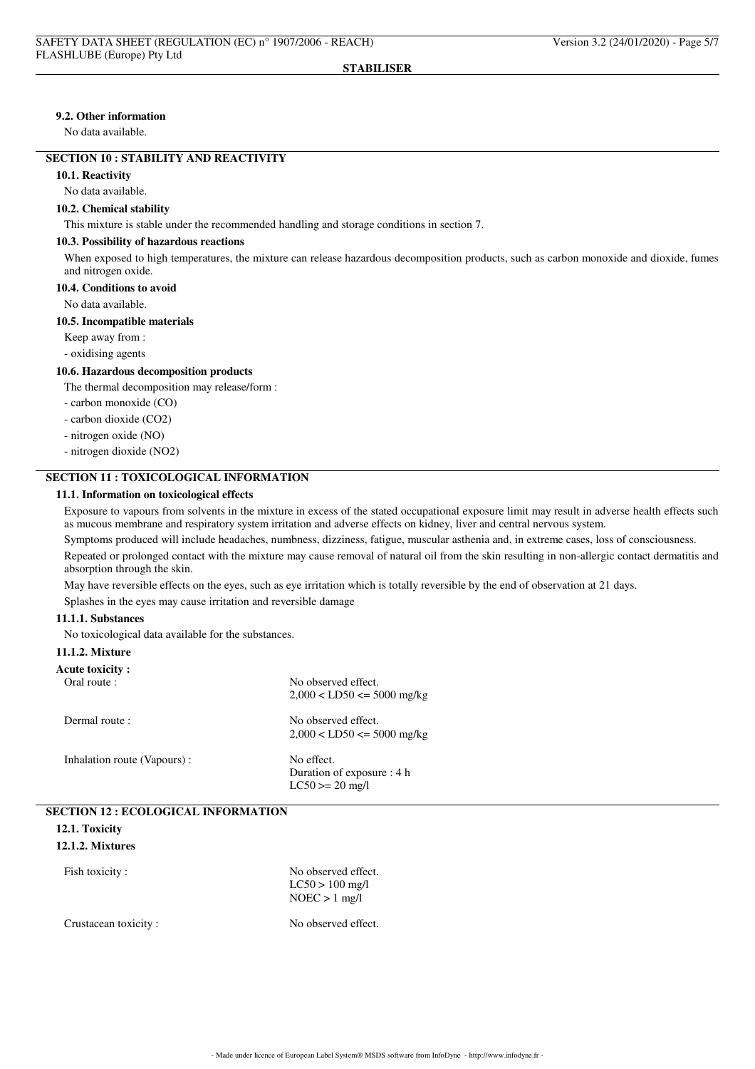#### 9.2. Other information

No data available.

## SECTION 10 : STABILITY AND REACTIVITY

#### 10.1. Reactivity

No data available.

#### 10.2. Chemical stability

This mixture is stable under the recommended handling and storage conditions in section 7.

#### 10.3. Possibility of hazardous reactions

When exposed to high temperatures, the mixture can release hazardous decomposition products, such as carbon monoxide and dioxide, fumes and nitrogen oxide.

#### 10.4. Conditions to avoid

No data available.

#### 10.5. Incompatible materials

Keep away from :

- oxidising agents

#### 10.6. Hazardous decomposition products

The thermal decomposition may release/form :

- carbon monoxide (CO)
- carbon dioxide ($CO_2$)
- nitrogen oxide (NO)
- nitrogen dioxide ($NO_2$)

## SECTION 11 : TOXICOLOGICAL INFORMATION

#### 11.1. Information on toxicological effects

Exposure to vapours from solvents in the mixture in excess of the stated occupational exposure limit may result in adverse health effects such as mucous membrane and respiratory system irritation and adverse effects on kidney, liver and central nervous system.

Symptoms produced will include headaches, numbness, dizziness, fatigue, muscular asthenia and, in extreme cases, loss of consciousness.

Repeated or prolonged contact with the mixture may cause removal of natural oil from the skin resulting in non-allergic contact dermatitis and absorption through the skin.

May have reversible effects on the eyes, such as eye irritation which is totally reversible by the end of observation at 21 days.

Splashes in the eyes may cause irritation and reversible damage

#### 11.1.1. Substances

No toxicological data available for the substances.

#### 11.1.2. Mixture

**Acute toxicity :**

| | |
|---|---|
| Oral route : | No observed effect.<br>2,000 < LD50 <= 5000 mg/kg |
| Dermal route : | No observed effect.<br>2,000 < LD50 <= 5000 mg/kg |
| Inhalation route (Vapours) : | No effect.<br>Duration of exposure : 4 h<br>LC50 >= 20 mg/l |

## SECTION 12 : ECOLOGICAL INFORMATION

#### 12.1. Toxicity

#### 12.1.2. Mixtures

| | |
|---|---|
| Fish toxicity : | No observed effect.<br>LC50 > 100 mg/l<br>NOEC > 1 mg/l |
| Crustacean toxicity : | No observed effect. |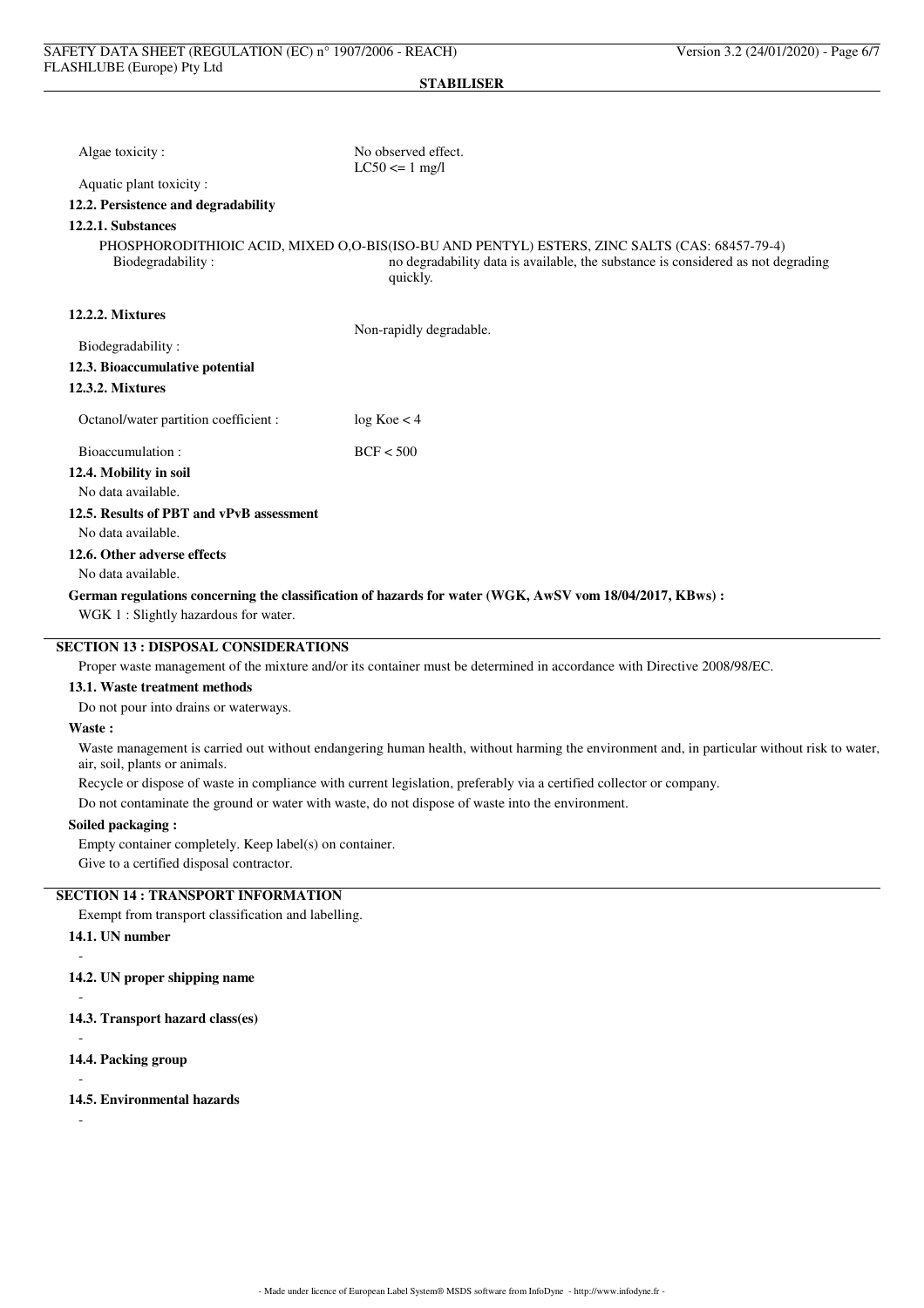Algae toxicity : No observed effect.
$LC50 <= 1$ mg/l

Aquatic plant toxicity :

### 12.2. Persistence and degradability

#### 12.2.1. Substances

PHOSPHORODITHIOIC ACID, MIXED O,O-BIS(ISO-BU AND PENTYL) ESTERS, ZINC SALTS (CAS: 68457-79-4)

Biodegradability : no degradability data is available, the substance is considered as not degrading quickly.

#### 12.2.2. Mixtures

Biodegradability : Non-rapidly degradable.

### 12.3. Bioaccumulative potential

#### 12.3.2. Mixtures

Octanol/water partition coefficient : log Koe < 4

Bioaccumulation : BCF < 500

### 12.4. Mobility in soil

No data available.

### 12.5. Results of PBT and vPvB assessment

No data available.

### 12.6. Other adverse effects

No data available.

**German regulations concerning the classification of hazards for water (WGK, AwSV vom 18/04/2017, KBws) :**

WGK 1 : Slightly hazardous for water.

## SECTION 13 : DISPOSAL CONSIDERATIONS

Proper waste management of the mixture and/or its container must be determined in accordance with Directive 2008/98/EC.

### 13.1. Waste treatment methods

Do not pour into drains or waterways.

**Waste :**

Waste management is carried out without endangering human health, without harming the environment and, in particular without risk to water, air, soil, plants or animals.

Recycle or dispose of waste in compliance with current legislation, preferably via a certified collector or company.

Do not contaminate the ground or water with waste, do not dispose of waste into the environment.

**Soiled packaging :**

Empty container completely. Keep label(s) on container.

Give to a certified disposal contractor.

## SECTION 14 : TRANSPORT INFORMATION

Exempt from transport classification and labelling.

### 14.1. UN number

-

### 14.2. UN proper shipping name

-

### 14.3. Transport hazard class(es)

-

### 14.4. Packing group

-

### 14.5. Environmental hazards

-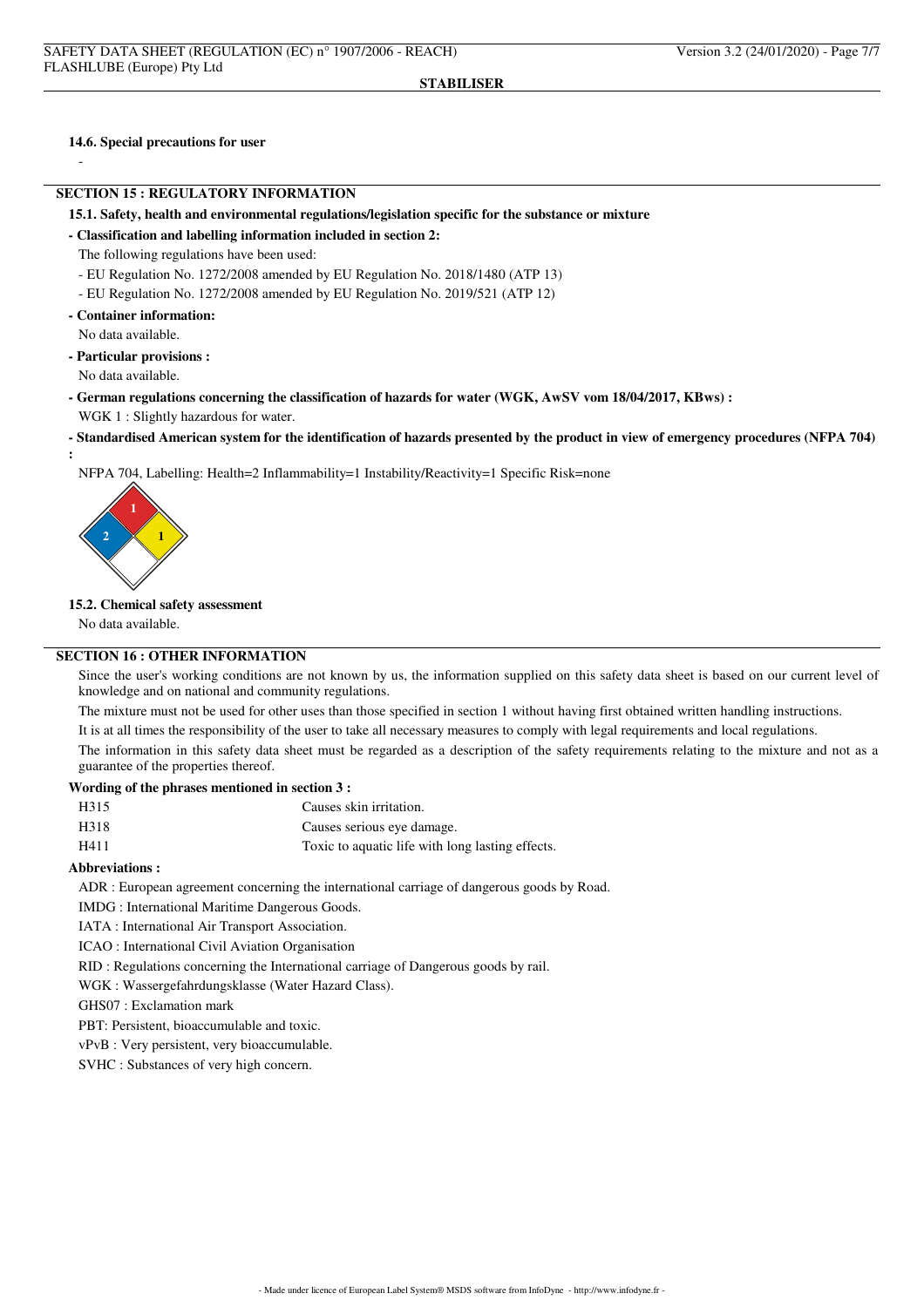**14.6. Special precautions for user**

-

## SECTION 15 : REGULATORY INFORMATION

**15.1. Safety, health and environmental regulations/legislation specific for the substance or mixture**

**- Classification and labelling information included in section 2:**

The following regulations have been used:

- EU Regulation No. 1272/2008 amended by EU Regulation No. 2018/1480 (ATP 13)
- EU Regulation No. 1272/2008 amended by EU Regulation No. 2019/521 (ATP 12)

**- Container information:**

No data available.

**- Particular provisions :**

No data available.

**- German regulations concerning the classification of hazards for water (WGK, AwSV vom 18/04/2017, KBws) :**

WGK 1 : Slightly hazardous for water.

**- Standardised American system for the identification of hazards presented by the product in view of emergency procedures (NFPA 704) :**

NFPA 704, Labelling: Health=2 Inflammability=1 Instability/Reactivity=1 Specific Risk=none

1
2
1

**15.2. Chemical safety assessment**

No data available.

## SECTION 16 : OTHER INFORMATION

Since the user's working conditions are not known by us, the information supplied on this safety data sheet is based on our current level of knowledge and on national and community regulations.

The mixture must not be used for other uses than those specified in section 1 without having first obtained written handling instructions.

It is at all times the responsibility of the user to take all necessary measures to comply with legal requirements and local regulations.

The information in this safety data sheet must be regarded as a description of the safety requirements relating to the mixture and not as a guarantee of the properties thereof.

**Wording of the phrases mentioned in section 3 :**

| | |
|---|---|
| H315 | Causes skin irritation. |
| H318 | Causes serious eye damage. |
| H411 | Toxic to aquatic life with long lasting effects. |

**Abbreviations :**

ADR : European agreement concerning the international carriage of dangerous goods by Road.

IMDG : International Maritime Dangerous Goods.

IATA : International Air Transport Association.

ICAO : International Civil Aviation Organisation

RID : Regulations concerning the International carriage of Dangerous goods by rail.

WGK : Wassergefahrdungsklasse (Water Hazard Class).

GHS07 : Exclamation mark

PBT: Persistent, bioaccumulable and toxic.

vPvB : Very persistent, very bioaccumulable.

SVHC : Substances of very high concern.